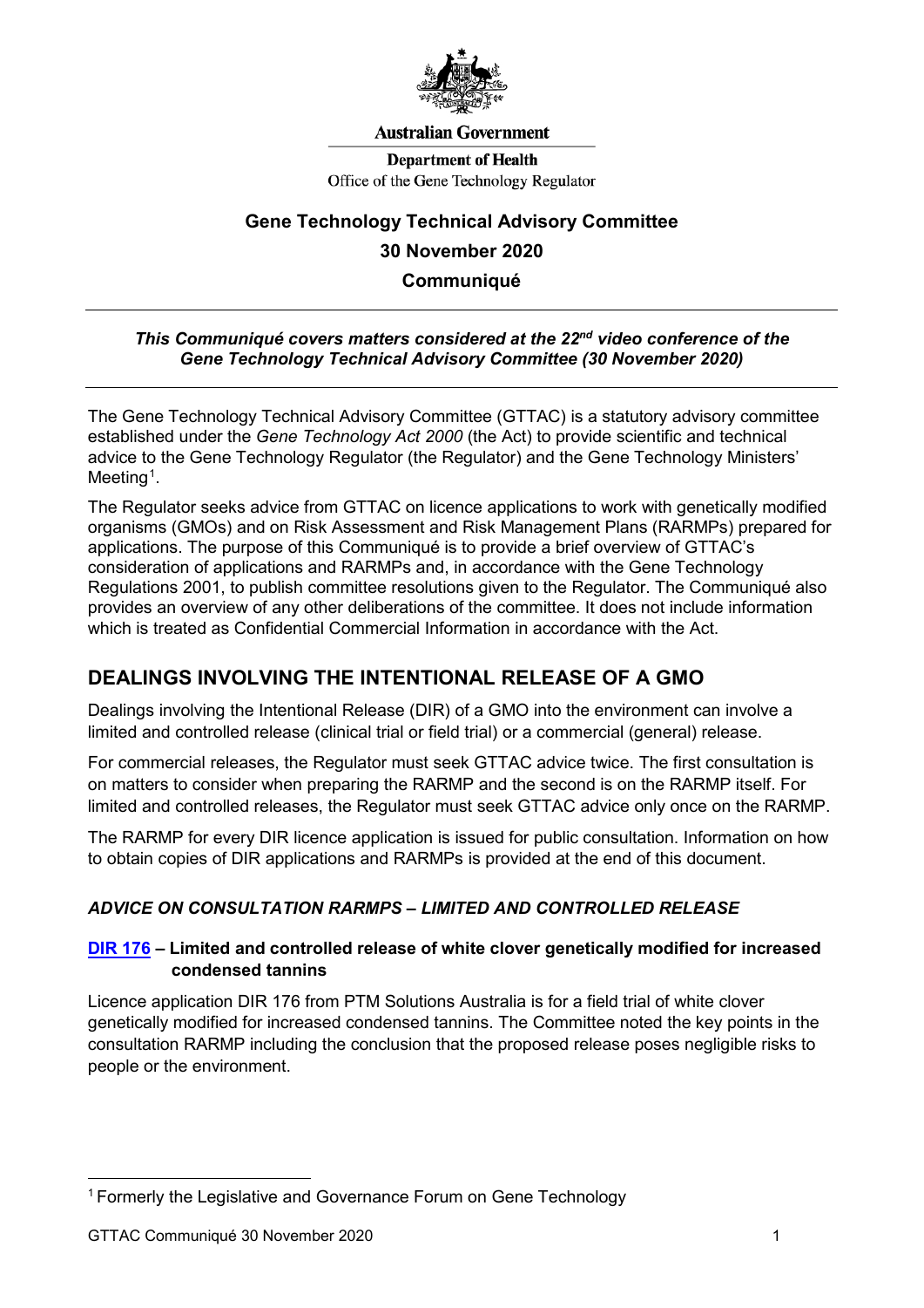Australian Government

Department of Health
Office of the Gene Technology Regulator

# Gene Technology Technical Advisory Committee
# 30 November 2020
# Communiqué

***This Communiqué covers matters considered at the 22nd video conference of the Gene Technology Technical Advisory Committee (30 November 2020)***

The Gene Technology Technical Advisory Committee (GTTAC) is a statutory advisory committee established under the *Gene Technology Act 2000* (the Act) to provide scientific and technical advice to the Gene Technology Regulator (the Regulator) and the Gene Technology Ministers' Meeting[1].

The Regulator seeks advice from GTTAC on licence applications to work with genetically modified organisms (GMOs) and on Risk Assessment and Risk Management Plans (RARMPs) prepared for applications. The purpose of this Communiqué is to provide a brief overview of GTTAC's consideration of applications and RARMPs and, in accordance with the Gene Technology Regulations 2001, to publish committee resolutions given to the Regulator. The Communiqué also provides an overview of any other deliberations of the committee. It does not include information which is treated as Confidential Commercial Information in accordance with the Act.

## DEALINGS INVOLVING THE INTENTIONAL RELEASE OF A GMO

Dealings involving the Intentional Release (DIR) of a GMO into the environment can involve a limited and controlled release (clinical trial or field trial) or a commercial (general) release.

For commercial releases, the Regulator must seek GTTAC advice twice. The first consultation is on matters to consider when preparing the RARMP and the second is on the RARMP itself. For limited and controlled releases, the Regulator must seek GTTAC advice only once on the RARMP.

The RARMP for every DIR licence application is issued for public consultation. Information on how to obtain copies of DIR applications and RARMPs is provided at the end of this document.

### *ADVICE ON CONSULTATION RARMPS – LIMITED AND CONTROLLED RELEASE*

#### DIR 176 – Limited and controlled release of white clover genetically modified for increased condensed tannins

Licence application DIR 176 from PTM Solutions Australia is for a field trial of white clover genetically modified for increased condensed tannins. The Committee noted the key points in the consultation RARMP including the conclusion that the proposed release poses negligible risks to people or the environment.

[1] Formerly the Legislative and Governance Forum on Gene Technology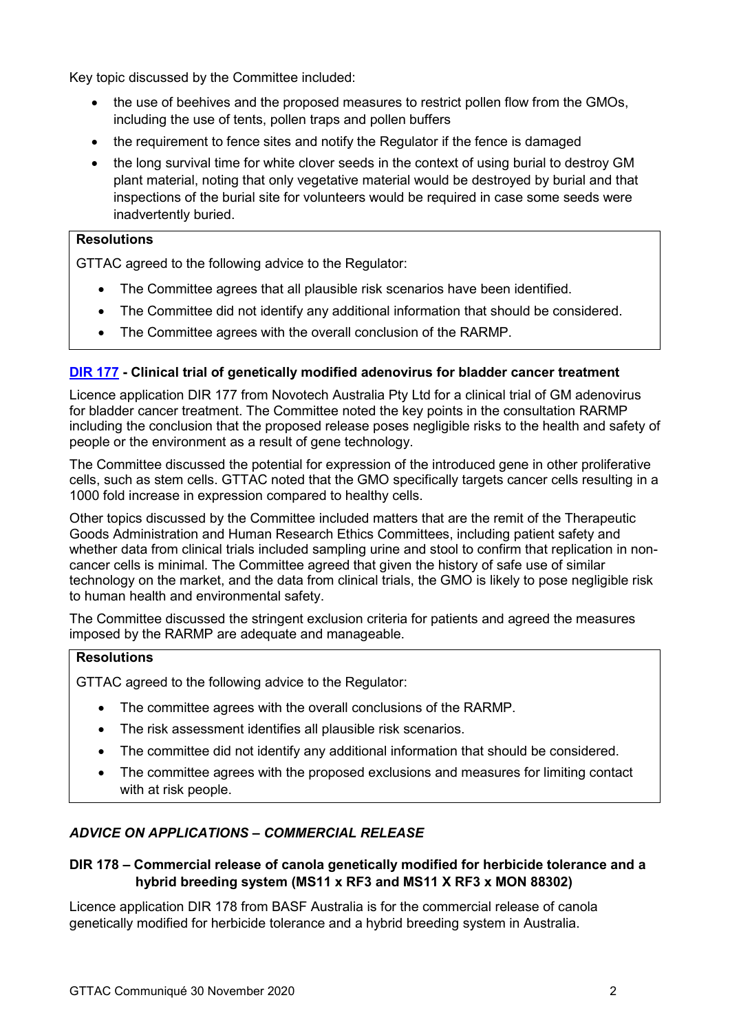Key topic discussed by the Committee included:

- the use of beehives and the proposed measures to restrict pollen flow from the GMOs, including the use of tents, pollen traps and pollen buffers
- the requirement to fence sites and notify the Regulator if the fence is damaged
- the long survival time for white clover seeds in the context of using burial to destroy GM plant material, noting that only vegetative material would be destroyed by burial and that inspections of the burial site for volunteers would be required in case some seeds were inadvertently buried.

**Resolutions**

GTTAC agreed to the following advice to the Regulator:

- The Committee agrees that all plausible risk scenarios have been identified.
- The Committee did not identify any additional information that should be considered.
- The Committee agrees with the overall conclusion of the RARMP.

### DIR 177 - Clinical trial of genetically modified adenovirus for bladder cancer treatment

Licence application DIR 177 from Novotech Australia Pty Ltd for a clinical trial of GM adenovirus for bladder cancer treatment. The Committee noted the key points in the consultation RARMP including the conclusion that the proposed release poses negligible risks to the health and safety of people or the environment as a result of gene technology.

The Committee discussed the potential for expression of the introduced gene in other proliferative cells, such as stem cells. GTTAC noted that the GMO specifically targets cancer cells resulting in a 1000 fold increase in expression compared to healthy cells.

Other topics discussed by the Committee included matters that are the remit of the Therapeutic Goods Administration and Human Research Ethics Committees, including patient safety and whether data from clinical trials included sampling urine and stool to confirm that replication in non-cancer cells is minimal. The Committee agreed that given the history of safe use of similar technology on the market, and the data from clinical trials, the GMO is likely to pose negligible risk to human health and environmental safety.

The Committee discussed the stringent exclusion criteria for patients and agreed the measures imposed by the RARMP are adequate and manageable.

**Resolutions**

GTTAC agreed to the following advice to the Regulator:

- The committee agrees with the overall conclusions of the RARMP.
- The risk assessment identifies all plausible risk scenarios.
- The committee did not identify any additional information that should be considered.
- The committee agrees with the proposed exclusions and measures for limiting contact with at risk people.

## *ADVICE ON APPLICATIONS – COMMERCIAL RELEASE*

### DIR 178 – Commercial release of canola genetically modified for herbicide tolerance and a hybrid breeding system (MS11 x RF3 and MS11 X RF3 x MON 88302)

Licence application DIR 178 from BASF Australia is for the commercial release of canola genetically modified for herbicide tolerance and a hybrid breeding system in Australia.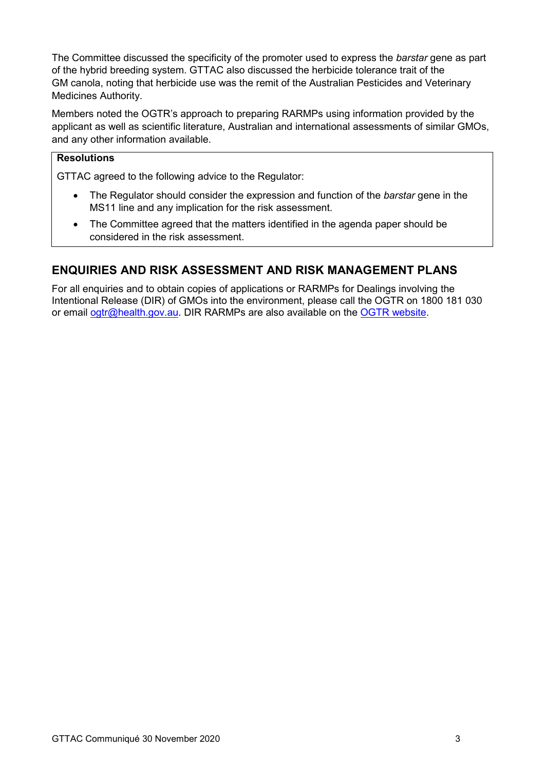The Committee discussed the specificity of the promoter used to express the *barstar* gene as part of the hybrid breeding system. GTTAC also discussed the herbicide tolerance trait of the GM canola, noting that herbicide use was the remit of the Australian Pesticides and Veterinary Medicines Authority.

Members noted the OGTR's approach to preparing RARMPs using information provided by the applicant as well as scientific literature, Australian and international assessments of similar GMOs, and any other information available.

**Resolutions**

GTTAC agreed to the following advice to the Regulator:

- The Regulator should consider the expression and function of the *barstar* gene in the MS11 line and any implication for the risk assessment.
- The Committee agreed that the matters identified in the agenda paper should be considered in the risk assessment.

## ENQUIRIES AND RISK ASSESSMENT AND RISK MANAGEMENT PLANS

For all enquiries and to obtain copies of applications or RARMPs for Dealings involving the Intentional Release (DIR) of GMOs into the environment, please call the OGTR on 1800 181 030 or email [ogtr@health.gov.au](mailto:ogtr@health.gov.au). DIR RARMPs are also available on the [OGTR website](OGTR website).